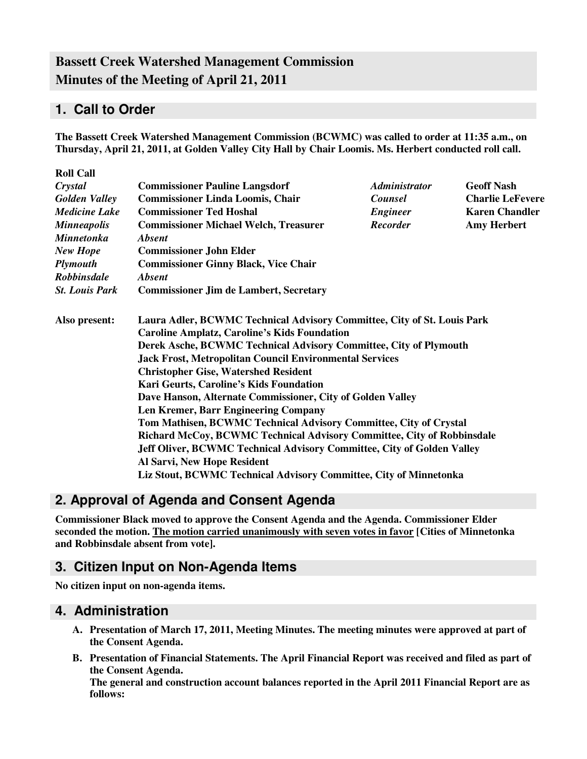# Bassett Creek Watershed Management Commission
# Minutes of the Meeting of April 21, 2011

## 1. Call to Order

**The Bassett Creek Watershed Management Commission (BCWMC) was called to order at 11:35 a.m., on Thursday, April 21, 2011, at Golden Valley City Hall by Chair Loomis. Ms. Herbert conducted roll call.**

**Roll Call**

| | | | |
|---|---|---|---|
| *Crystal* | **Commissioner Pauline Langsdorf** | *Administrator* | **Geoff Nash** |
| *Golden Valley* | **Commissioner Linda Loomis, Chair** | *Counsel* | **Charlie LeFevere** |
| *Medicine Lake* | **Commissioner Ted Hoshal** | *Engineer* | **Karen Chandler** |
| *Minneapolis* | **Commissioner Michael Welch, Treasurer** | *Recorder* | **Amy Herbert** |
| *Minnetonka* | *Absent* | | |
| *New Hope* | **Commissioner John Elder** | | |
| *Plymouth* | **Commissioner Ginny Black, Vice Chair** | | |
| *Robbinsdale* | *Absent* | | |
| *St. Louis Park* | **Commissioner Jim de Lambert, Secretary** | | |

**Also present:**

**Laura Adler, BCWMC Technical Advisory Committee, City of St. Louis Park**
**Caroline Amplatz, Caroline's Kids Foundation**
**Derek Asche, BCWMC Technical Advisory Committee, City of Plymouth**
**Jack Frost, Metropolitan Council Environmental Services**
**Christopher Gise, Watershed Resident**
**Kari Geurts, Caroline's Kids Foundation**
**Dave Hanson, Alternate Commissioner, City of Golden Valley**
**Len Kremer, Barr Engineering Company**
**Tom Mathisen, BCWMC Technical Advisory Committee, City of Crystal**
**Richard McCoy, BCWMC Technical Advisory Committee, City of Robbinsdale**
**Jeff Oliver, BCWMC Technical Advisory Committee, City of Golden Valley**
**Al Sarvi, New Hope Resident**
**Liz Stout, BCWMC Technical Advisory Committee, City of Minnetonka**

## 2. Approval of Agenda and Consent Agenda

**Commissioner Black moved to approve the Consent Agenda and the Agenda. Commissioner Elder seconded the motion. <u>The motion carried unanimously with seven votes in favor</u> [Cities of Minnetonka and Robbinsdale absent from vote].**

## 3. Citizen Input on Non-Agenda Items

**No citizen input on non-agenda items.**

## 4. Administration

**A. Presentation of March 17, 2011, Meeting Minutes. The meeting minutes were approved at part of the Consent Agenda.**

**B. Presentation of Financial Statements. The April Financial Report was received and filed as part of the Consent Agenda.**
**The general and construction account balances reported in the April 2011 Financial Report are as follows:**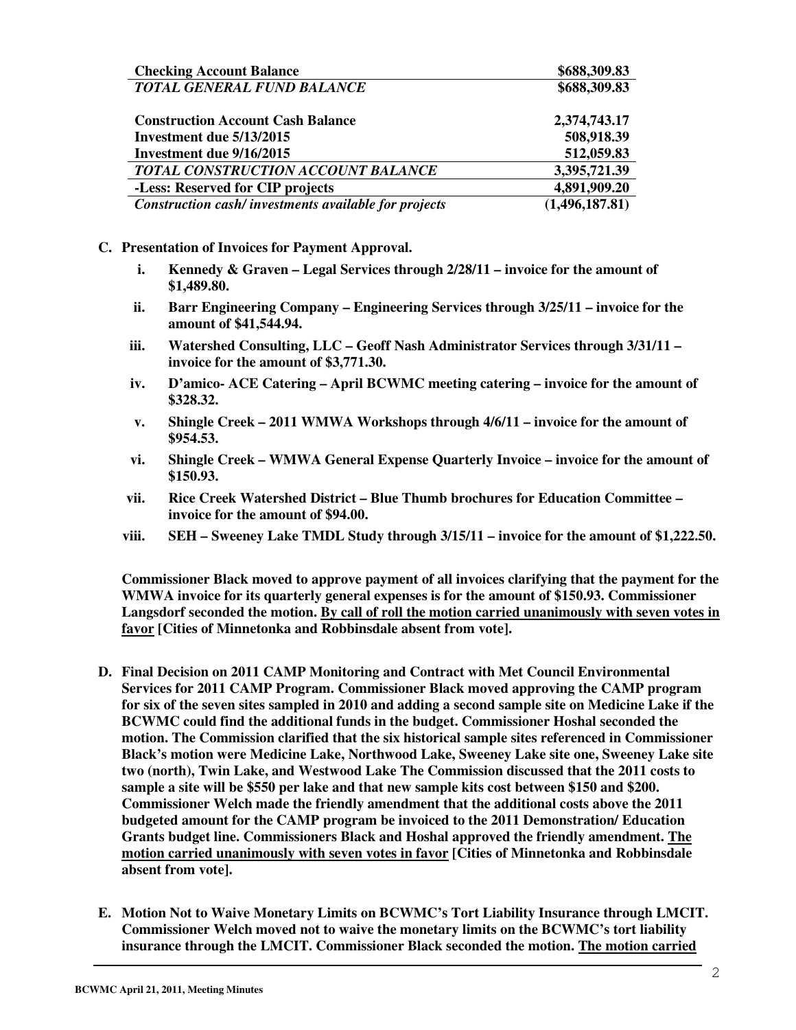| **Checking Account Balance** | **$688,309.83** |
|---|---|
| ***TOTAL GENERAL FUND BALANCE*** | **$688,309.83** |
| | |
| **Construction Account Cash Balance** | **2,374,743.17** |
| **Investment due 5/13/2015** | **508,918.39** |
| **Investment due 9/16/2015** | **512,059.83** |
| ***TOTAL CONSTRUCTION ACCOUNT BALANCE*** | **3,395,721.39** |
| **-Less: Reserved for CIP projects** | **4,891,909.20** |
| ***Construction cash/ investments available for projects*** | **(1,496,187.81)** |

**C. Presentation of Invoices for Payment Approval.**

i. **Kennedy & Graven – Legal Services through 2/28/11 – invoice for the amount of $1,489.80.**

ii. **Barr Engineering Company – Engineering Services through 3/25/11 – invoice for the amount of $41,544.94.**

iii. **Watershed Consulting, LLC – Geoff Nash Administrator Services through 3/31/11 – invoice for the amount of $3,771.30.**

iv. **D'amico- ACE Catering – April BCWMC meeting catering – invoice for the amount of $328.32.**

v. **Shingle Creek – 2011 WMWA Workshops through 4/6/11 – invoice for the amount of $954.53.**

vi. **Shingle Creek – WMWA General Expense Quarterly Invoice – invoice for the amount of $150.93.**

vii. **Rice Creek Watershed District – Blue Thumb brochures for Education Committee – invoice for the amount of $94.00.**

viii. **SEH – Sweeney Lake TMDL Study through 3/15/11 – invoice for the amount of $1,222.50.**

**Commissioner Black moved to approve payment of all invoices clarifying that the payment for the WMWA invoice for its quarterly general expenses is for the amount of $150.93. Commissioner Langsdorf seconded the motion. By call of roll the motion carried unanimously with seven votes in favor [Cities of Minnetonka and Robbinsdale absent from vote].**

**D. Final Decision on 2011 CAMP Monitoring and Contract with Met Council Environmental Services for 2011 CAMP Program. Commissioner Black moved approving the CAMP program for six of the seven sites sampled in 2010 and adding a second sample site on Medicine Lake if the BCWMC could find the additional funds in the budget. Commissioner Hoshal seconded the motion. The Commission clarified that the six historical sample sites referenced in Commissioner Black's motion were Medicine Lake, Northwood Lake, Sweeney Lake site one, Sweeney Lake site two (north), Twin Lake, and Westwood Lake The Commission discussed that the 2011 costs to sample a site will be $550 per lake and that new sample kits cost between $150 and $200. Commissioner Welch made the friendly amendment that the additional costs above the 2011 budgeted amount for the CAMP program be invoiced to the 2011 Demonstration/ Education Grants budget line. Commissioners Black and Hoshal approved the friendly amendment. The motion carried unanimously with seven votes in favor [Cities of Minnetonka and Robbinsdale absent from vote].**

**E. Motion Not to Waive Monetary Limits on BCWMC's Tort Liability Insurance through LMCIT. Commissioner Welch moved not to waive the monetary limits on the BCWMC's tort liability insurance through the LMCIT. Commissioner Black seconded the motion. The motion carried**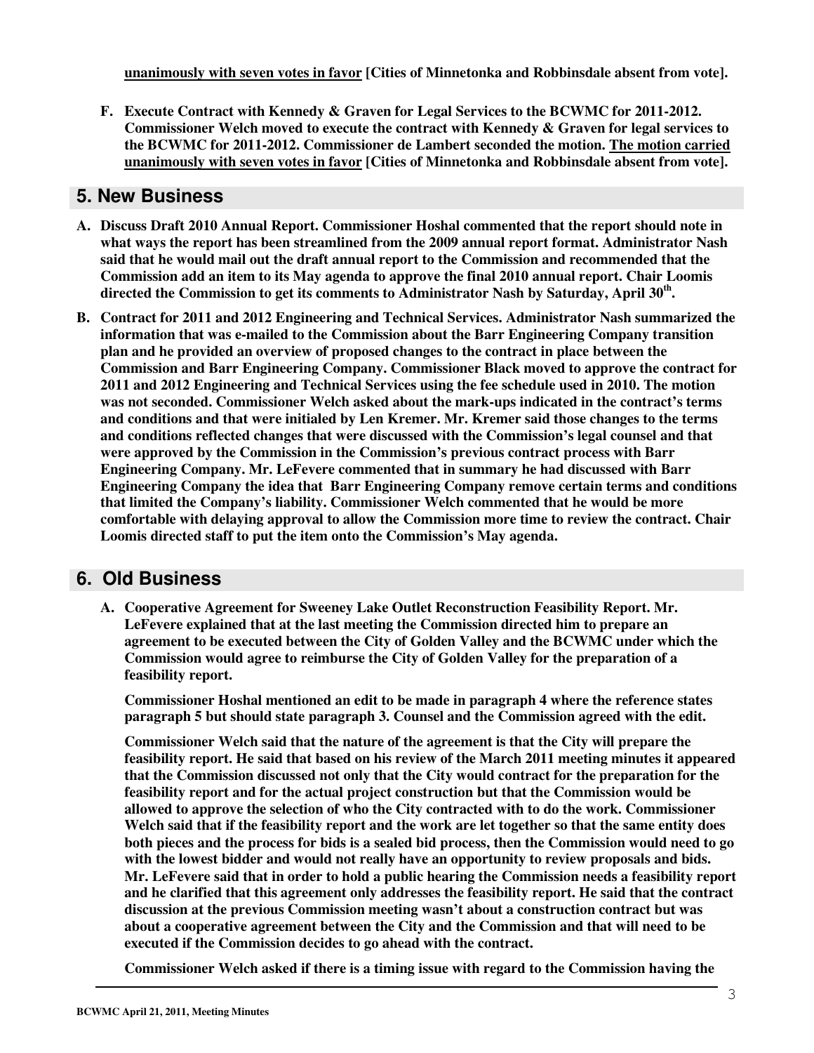**unanimously with seven votes in favor [Cities of Minnetonka and Robbinsdale absent from vote].**

**F. Execute Contract with Kennedy & Graven for Legal Services to the BCWMC for 2011-2012. Commissioner Welch moved to execute the contract with Kennedy & Graven for legal services to the BCWMC for 2011-2012. Commissioner de Lambert seconded the motion. The motion carried unanimously with seven votes in favor [Cities of Minnetonka and Robbinsdale absent from vote].**

## 5. New Business

**A. Discuss Draft 2010 Annual Report. Commissioner Hoshal commented that the report should note in what ways the report has been streamlined from the 2009 annual report format. Administrator Nash said that he would mail out the draft annual report to the Commission and recommended that the Commission add an item to its May agenda to approve the final 2010 annual report. Chair Loomis directed the Commission to get its comments to Administrator Nash by Saturday, April 30th.**

**B. Contract for 2011 and 2012 Engineering and Technical Services. Administrator Nash summarized the information that was e-mailed to the Commission about the Barr Engineering Company transition plan and he provided an overview of proposed changes to the contract in place between the Commission and Barr Engineering Company. Commissioner Black moved to approve the contract for 2011 and 2012 Engineering and Technical Services using the fee schedule used in 2010. The motion was not seconded. Commissioner Welch asked about the mark-ups indicated in the contract's terms and conditions and that were initialed by Len Kremer. Mr. Kremer said those changes to the terms and conditions reflected changes that were discussed with the Commission's legal counsel and that were approved by the Commission in the Commission's previous contract process with Barr Engineering Company. Mr. LeFevere commented that in summary he had discussed with Barr Engineering Company the idea that Barr Engineering Company remove certain terms and conditions that limited the Company's liability. Commissioner Welch commented that he would be more comfortable with delaying approval to allow the Commission more time to review the contract. Chair Loomis directed staff to put the item onto the Commission's May agenda.**

## 6. Old Business

**A. Cooperative Agreement for Sweeney Lake Outlet Reconstruction Feasibility Report. Mr. LeFevere explained that at the last meeting the Commission directed him to prepare an agreement to be executed between the City of Golden Valley and the BCWMC under which the Commission would agree to reimburse the City of Golden Valley for the preparation of a feasibility report.**

**Commissioner Hoshal mentioned an edit to be made in paragraph 4 where the reference states paragraph 5 but should state paragraph 3. Counsel and the Commission agreed with the edit.**

**Commissioner Welch said that the nature of the agreement is that the City will prepare the feasibility report. He said that based on his review of the March 2011 meeting minutes it appeared that the Commission discussed not only that the City would contract for the preparation for the feasibility report and for the actual project construction but that the Commission would be allowed to approve the selection of who the City contracted with to do the work. Commissioner Welch said that if the feasibility report and the work are let together so that the same entity does both pieces and the process for bids is a sealed bid process, then the Commission would need to go with the lowest bidder and would not really have an opportunity to review proposals and bids. Mr. LeFevere said that in order to hold a public hearing the Commission needs a feasibility report and he clarified that this agreement only addresses the feasibility report. He said that the contract discussion at the previous Commission meeting wasn't about a construction contract but was about a cooperative agreement between the City and the Commission and that will need to be executed if the Commission decides to go ahead with the contract.**

**Commissioner Welch asked if there is a timing issue with regard to the Commission having the**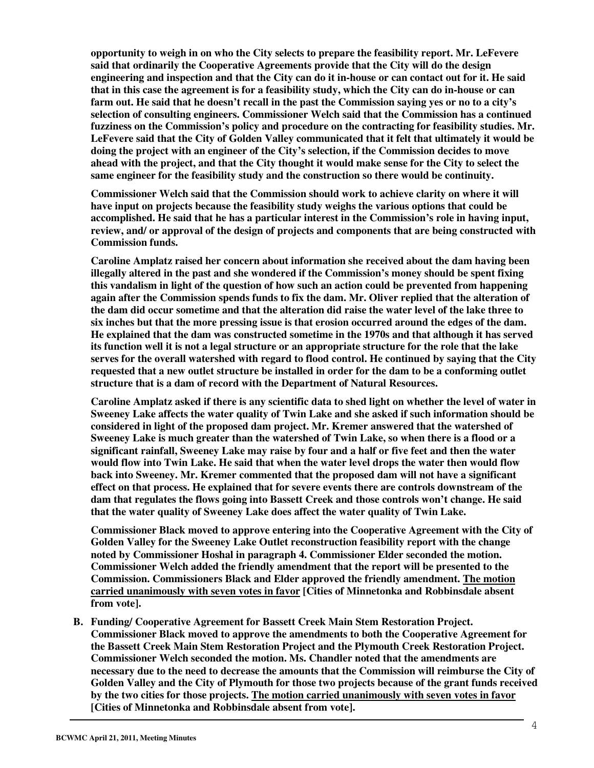**opportunity to weigh in on who the City selects to prepare the feasibility report. Mr. LeFevere said that ordinarily the Cooperative Agreements provide that the City will do the design engineering and inspection and that the City can do it in-house or can contact out for it. He said that in this case the agreement is for a feasibility study, which the City can do in-house or can farm out. He said that he doesn't recall in the past the Commission saying yes or no to a city's selection of consulting engineers. Commissioner Welch said that the Commission has a continued fuzziness on the Commission's policy and procedure on the contracting for feasibility studies. Mr. LeFevere said that the City of Golden Valley communicated that it felt that ultimately it would be doing the project with an engineer of the City's selection, if the Commission decides to move ahead with the project, and that the City thought it would make sense for the City to select the same engineer for the feasibility study and the construction so there would be continuity.**

**Commissioner Welch said that the Commission should work to achieve clarity on where it will have input on projects because the feasibility study weighs the various options that could be accomplished. He said that he has a particular interest in the Commission's role in having input, review, and/ or approval of the design of projects and components that are being constructed with Commission funds.**

**Caroline Amplatz raised her concern about information she received about the dam having been illegally altered in the past and she wondered if the Commission's money should be spent fixing this vandalism in light of the question of how such an action could be prevented from happening again after the Commission spends funds to fix the dam. Mr. Oliver replied that the alteration of the dam did occur sometime and that the alteration did raise the water level of the lake three to six inches but that the more pressing issue is that erosion occurred around the edges of the dam. He explained that the dam was constructed sometime in the 1970s and that although it has served its function well it is not a legal structure or an appropriate structure for the role that the lake serves for the overall watershed with regard to flood control. He continued by saying that the City requested that a new outlet structure be installed in order for the dam to be a conforming outlet structure that is a dam of record with the Department of Natural Resources.**

**Caroline Amplatz asked if there is any scientific data to shed light on whether the level of water in Sweeney Lake affects the water quality of Twin Lake and she asked if such information should be considered in light of the proposed dam project. Mr. Kremer answered that the watershed of Sweeney Lake is much greater than the watershed of Twin Lake, so when there is a flood or a significant rainfall, Sweeney Lake may raise by four and a half or five feet and then the water would flow into Twin Lake. He said that when the water level drops the water then would flow back into Sweeney. Mr. Kremer commented that the proposed dam will not have a significant effect on that process. He explained that for severe events there are controls downstream of the dam that regulates the flows going into Bassett Creek and those controls won't change. He said that the water quality of Sweeney Lake does affect the water quality of Twin Lake.**

**Commissioner Black moved to approve entering into the Cooperative Agreement with the City of Golden Valley for the Sweeney Lake Outlet reconstruction feasibility report with the change noted by Commissioner Hoshal in paragraph 4. Commissioner Elder seconded the motion. Commissioner Welch added the friendly amendment that the report will be presented to the Commission. Commissioners Black and Elder approved the friendly amendment. <u>The motion carried unanimously with seven votes in favor</u> [Cities of Minnetonka and Robbinsdale absent from vote].**

**B. Funding/ Cooperative Agreement for Bassett Creek Main Stem Restoration Project. Commissioner Black moved to approve the amendments to both the Cooperative Agreement for the Bassett Creek Main Stem Restoration Project and the Plymouth Creek Restoration Project. Commissioner Welch seconded the motion. Ms. Chandler noted that the amendments are necessary due to the need to decrease the amounts that the Commission will reimburse the City of Golden Valley and the City of Plymouth for those two projects because of the grant funds received by the two cities for those projects. <u>The motion carried unanimously with seven votes in favor</u> [Cities of Minnetonka and Robbinsdale absent from vote].**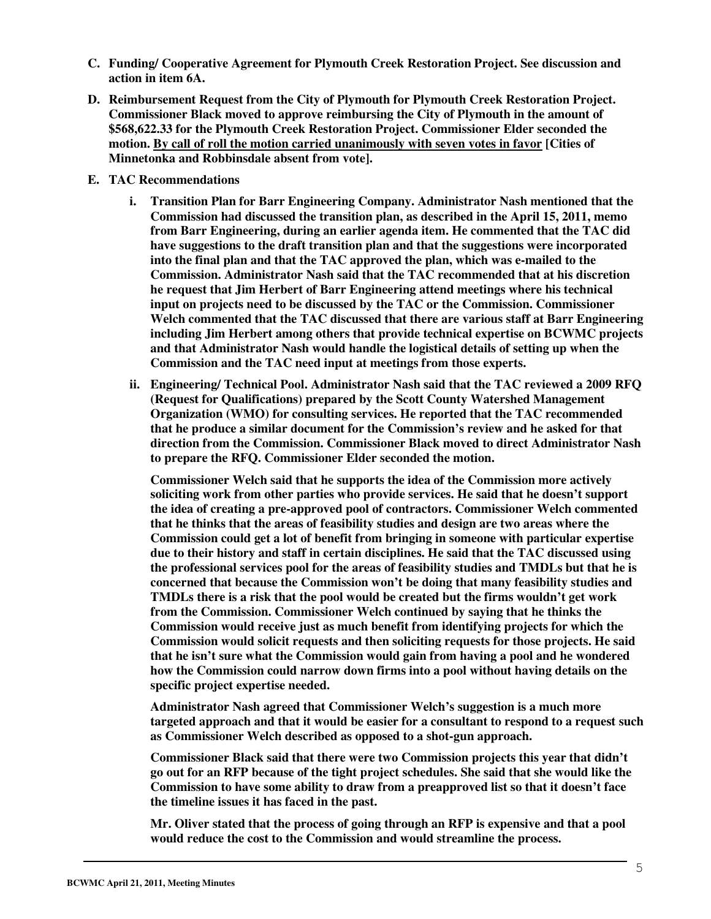**C. Funding/ Cooperative Agreement for Plymouth Creek Restoration Project. See discussion and action in item 6A.**

**D. Reimbursement Request from the City of Plymouth for Plymouth Creek Restoration Project. Commissioner Black moved to approve reimbursing the City of Plymouth in the amount of $568,622.33 for the Plymouth Creek Restoration Project. Commissioner Elder seconded the motion. <u>By call of roll the motion carried unanimously with seven votes in favor</u> [Cities of Minnetonka and Robbinsdale absent from vote].**

**E. TAC Recommendations**

**i. Transition Plan for Barr Engineering Company. Administrator Nash mentioned that the Commission had discussed the transition plan, as described in the April 15, 2011, memo from Barr Engineering, during an earlier agenda item. He commented that the TAC did have suggestions to the draft transition plan and that the suggestions were incorporated into the final plan and that the TAC approved the plan, which was e-mailed to the Commission. Administrator Nash said that the TAC recommended that at his discretion he request that Jim Herbert of Barr Engineering attend meetings where his technical input on projects need to be discussed by the TAC or the Commission. Commissioner Welch commented that the TAC discussed that there are various staff at Barr Engineering including Jim Herbert among others that provide technical expertise on BCWMC projects and that Administrator Nash would handle the logistical details of setting up when the Commission and the TAC need input at meetings from those experts.**

**ii. Engineering/ Technical Pool. Administrator Nash said that the TAC reviewed a 2009 RFQ (Request for Qualifications) prepared by the Scott County Watershed Management Organization (WMO) for consulting services. He reported that the TAC recommended that he produce a similar document for the Commission's review and he asked for that direction from the Commission. Commissioner Black moved to direct Administrator Nash to prepare the RFQ. Commissioner Elder seconded the motion.**

**Commissioner Welch said that he supports the idea of the Commission more actively soliciting work from other parties who provide services. He said that he doesn't support the idea of creating a pre-approved pool of contractors. Commissioner Welch commented that he thinks that the areas of feasibility studies and design are two areas where the Commission could get a lot of benefit from bringing in someone with particular expertise due to their history and staff in certain disciplines. He said that the TAC discussed using the professional services pool for the areas of feasibility studies and TMDLs but that he is concerned that because the Commission won't be doing that many feasibility studies and TMDLs there is a risk that the pool would be created but the firms wouldn't get work from the Commission. Commissioner Welch continued by saying that he thinks the Commission would receive just as much benefit from identifying projects for which the Commission would solicit requests and then soliciting requests for those projects. He said that he isn't sure what the Commission would gain from having a pool and he wondered how the Commission could narrow down firms into a pool without having details on the specific project expertise needed.**

**Administrator Nash agreed that Commissioner Welch's suggestion is a much more targeted approach and that it would be easier for a consultant to respond to a request such as Commissioner Welch described as opposed to a shot-gun approach.**

**Commissioner Black said that there were two Commission projects this year that didn't go out for an RFP because of the tight project schedules. She said that she would like the Commission to have some ability to draw from a preapproved list so that it doesn't face the timeline issues it has faced in the past.**

**Mr. Oliver stated that the process of going through an RFP is expensive and that a pool would reduce the cost to the Commission and would streamline the process.**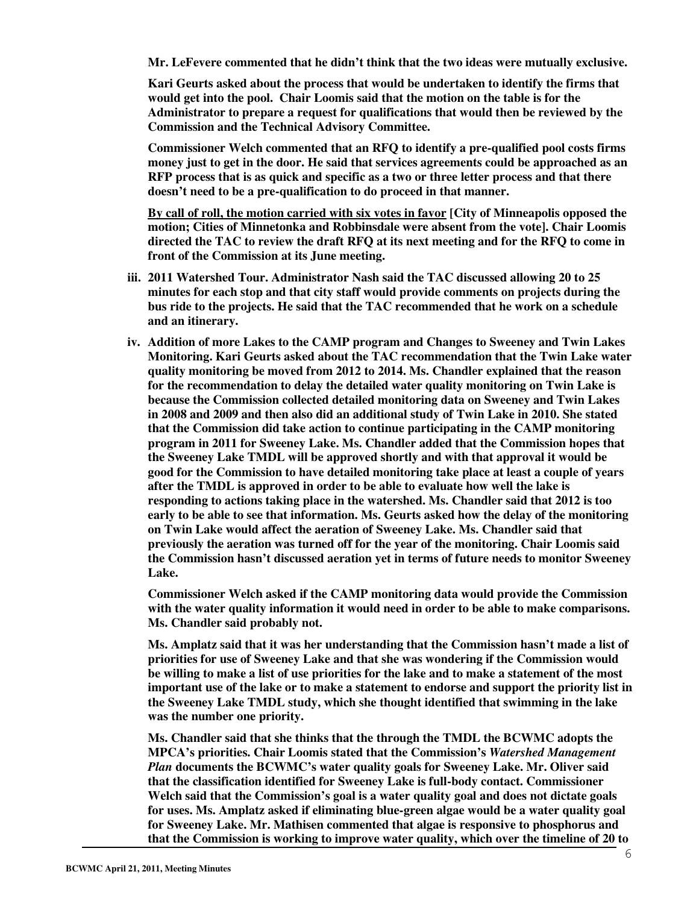**Mr. LeFevere commented that he didn't think that the two ideas were mutually exclusive.**

**Kari Geurts asked about the process that would be undertaken to identify the firms that would get into the pool. Chair Loomis said that the motion on the table is for the Administrator to prepare a request for qualifications that would then be reviewed by the Commission and the Technical Advisory Committee.**

**Commissioner Welch commented that an RFQ to identify a pre-qualified pool costs firms money just to get in the door. He said that services agreements could be approached as an RFP process that is as quick and specific as a two or three letter process and that there doesn't need to be a pre-qualification to do proceed in that manner.**

**<u>By call of roll, the motion carried with six votes in favor</u> [City of Minneapolis opposed the motion; Cities of Minnetonka and Robbinsdale were absent from the vote]. Chair Loomis directed the TAC to review the draft RFQ at its next meeting and for the RFQ to come in front of the Commission at its June meeting.**

**iii. 2011 Watershed Tour. Administrator Nash said the TAC discussed allowing 20 to 25 minutes for each stop and that city staff would provide comments on projects during the bus ride to the projects. He said that the TAC recommended that he work on a schedule and an itinerary.**

**iv. Addition of more Lakes to the CAMP program and Changes to Sweeney and Twin Lakes Monitoring. Kari Geurts asked about the TAC recommendation that the Twin Lake water quality monitoring be moved from 2012 to 2014. Ms. Chandler explained that the reason for the recommendation to delay the detailed water quality monitoring on Twin Lake is because the Commission collected detailed monitoring data on Sweeney and Twin Lakes in 2008 and 2009 and then also did an additional study of Twin Lake in 2010. She stated that the Commission did take action to continue participating in the CAMP monitoring program in 2011 for Sweeney Lake. Ms. Chandler added that the Commission hopes that the Sweeney Lake TMDL will be approved shortly and with that approval it would be good for the Commission to have detailed monitoring take place at least a couple of years after the TMDL is approved in order to be able to evaluate how well the lake is responding to actions taking place in the watershed. Ms. Chandler said that 2012 is too early to be able to see that information. Ms. Geurts asked how the delay of the monitoring on Twin Lake would affect the aeration of Sweeney Lake. Ms. Chandler said that previously the aeration was turned off for the year of the monitoring. Chair Loomis said the Commission hasn't discussed aeration yet in terms of future needs to monitor Sweeney Lake.**

**Commissioner Welch asked if the CAMP monitoring data would provide the Commission with the water quality information it would need in order to be able to make comparisons. Ms. Chandler said probably not.**

**Ms. Amplatz said that it was her understanding that the Commission hasn't made a list of priorities for use of Sweeney Lake and that she was wondering if the Commission would be willing to make a list of use priorities for the lake and to make a statement of the most important use of the lake or to make a statement to endorse and support the priority list in the Sweeney Lake TMDL study, which she thought identified that swimming in the lake was the number one priority.**

**Ms. Chandler said that she thinks that the through the TMDL the BCWMC adopts the MPCA's priorities. Chair Loomis stated that the Commission's *Watershed Management Plan* documents the BCWMC's water quality goals for Sweeney Lake. Mr. Oliver said that the classification identified for Sweeney Lake is full-body contact. Commissioner Welch said that the Commission's goal is a water quality goal and does not dictate goals for uses. Ms. Amplatz asked if eliminating blue-green algae would be a water quality goal for Sweeney Lake. Mr. Mathisen commented that algae is responsive to phosphorus and that the Commission is working to improve water quality, which over the timeline of 20 to**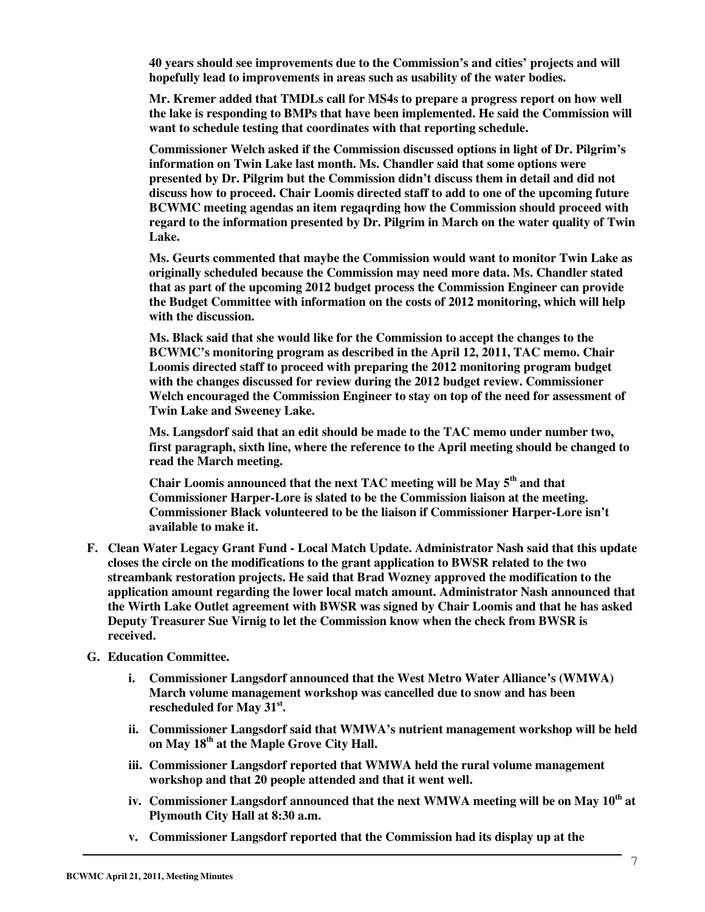**40 years should see improvements due to the Commission's and cities' projects and will hopefully lead to improvements in areas such as usability of the water bodies.**

**Mr. Kremer added that TMDLs call for MS4s to prepare a progress report on how well the lake is responding to BMPs that have been implemented. He said the Commission will want to schedule testing that coordinates with that reporting schedule.**

**Commissioner Welch asked if the Commission discussed options in light of Dr. Pilgrim's information on Twin Lake last month. Ms. Chandler said that some options were presented by Dr. Pilgrim but the Commission didn't discuss them in detail and did not discuss how to proceed. Chair Loomis directed staff to add to one of the upcoming future BCWMC meeting agendas an item regaqrding how the Commission should proceed with regard to the information presented by Dr. Pilgrim in March on the water quality of Twin Lake.**

**Ms. Geurts commented that maybe the Commission would want to monitor Twin Lake as originally scheduled because the Commission may need more data. Ms. Chandler stated that as part of the upcoming 2012 budget process the Commission Engineer can provide the Budget Committee with information on the costs of 2012 monitoring, which will help with the discussion.**

**Ms. Black said that she would like for the Commission to accept the changes to the BCWMC's monitoring program as described in the April 12, 2011, TAC memo. Chair Loomis directed staff to proceed with preparing the 2012 monitoring program budget with the changes discussed for review during the 2012 budget review. Commissioner Welch encouraged the Commission Engineer to stay on top of the need for assessment of Twin Lake and Sweeney Lake.**

**Ms. Langsdorf said that an edit should be made to the TAC memo under number two, first paragraph, sixth line, where the reference to the April meeting should be changed to read the March meeting.**

**Chair Loomis announced that the next TAC meeting will be May 5th and that Commissioner Harper-Lore is slated to be the Commission liaison at the meeting. Commissioner Black volunteered to be the liaison if Commissioner Harper-Lore isn't available to make it.**

**F. Clean Water Legacy Grant Fund - Local Match Update. Administrator Nash said that this update closes the circle on the modifications to the grant application to BWSR related to the two streambank restoration projects. He said that Brad Wozney approved the modification to the application amount regarding the lower local match amount. Administrator Nash announced that the Wirth Lake Outlet agreement with BWSR was signed by Chair Loomis and that he has asked Deputy Treasurer Sue Virnig to let the Commission know when the check from BWSR is received.**

**G. Education Committee.**

**i. Commissioner Langsdorf announced that the West Metro Water Alliance's (WMWA) March volume management workshop was cancelled due to snow and has been rescheduled for May 31st.**

**ii. Commissioner Langsdorf said that WMWA's nutrient management workshop will be held on May 18th at the Maple Grove City Hall.**

**iii. Commissioner Langsdorf reported that WMWA held the rural volume management workshop and that 20 people attended and that it went well.**

**iv. Commissioner Langsdorf announced that the next WMWA meeting will be on May 10th at Plymouth City Hall at 8:30 a.m.**

**v. Commissioner Langsdorf reported that the Commission had its display up at the**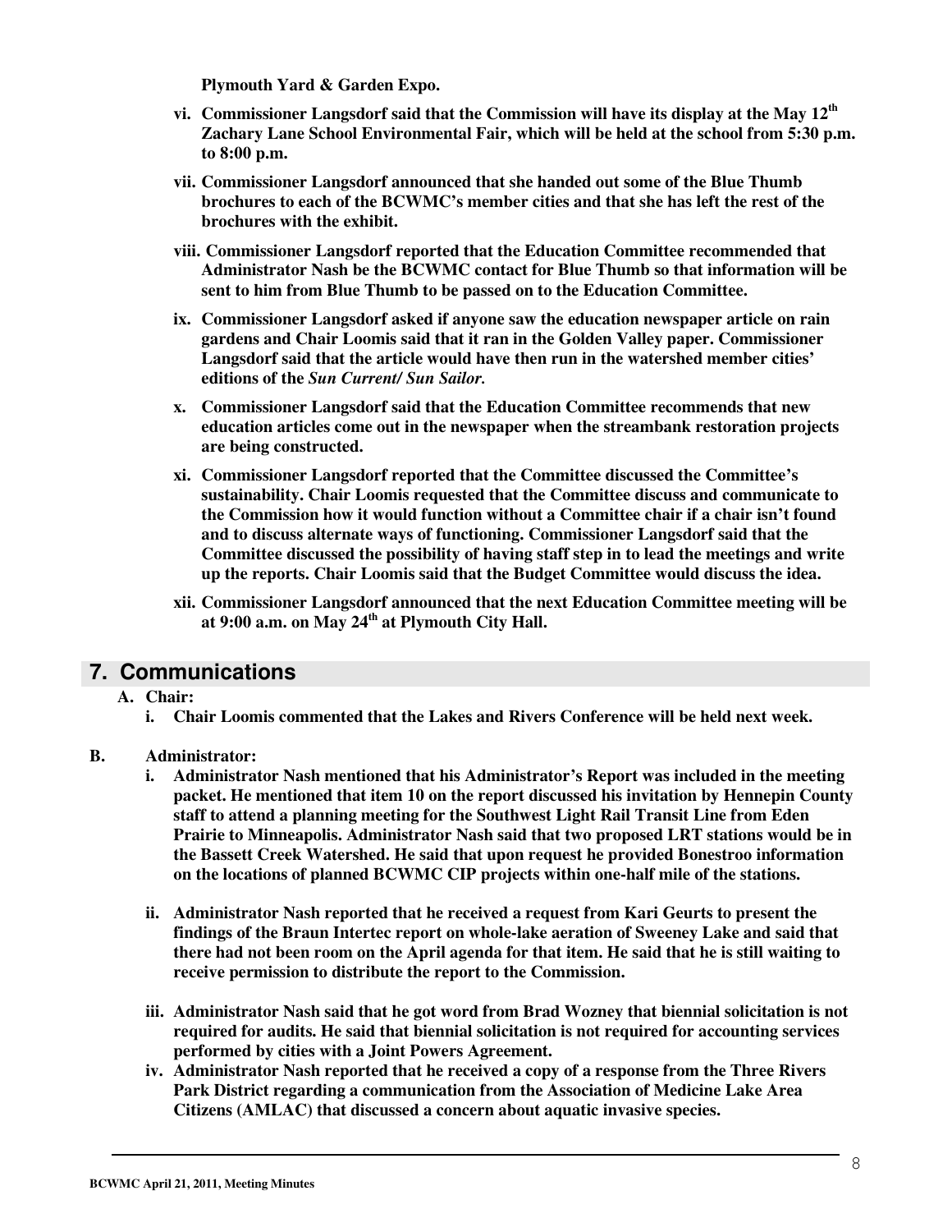**Plymouth Yard & Garden Expo.**

- **vi. Commissioner Langsdorf said that the Commission will have its display at the May 12th Zachary Lane School Environmental Fair, which will be held at the school from 5:30 p.m. to 8:00 p.m.**
- **vii. Commissioner Langsdorf announced that she handed out some of the Blue Thumb brochures to each of the BCWMC's member cities and that she has left the rest of the brochures with the exhibit.**
- **viii. Commissioner Langsdorf reported that the Education Committee recommended that Administrator Nash be the BCWMC contact for Blue Thumb so that information will be sent to him from Blue Thumb to be passed on to the Education Committee.**
- **ix. Commissioner Langsdorf asked if anyone saw the education newspaper article on rain gardens and Chair Loomis said that it ran in the Golden Valley paper. Commissioner Langsdorf said that the article would have then run in the watershed member cities' editions of the *Sun Current/ Sun Sailor.***
- **x. Commissioner Langsdorf said that the Education Committee recommends that new education articles come out in the newspaper when the streambank restoration projects are being constructed.**
- **xi. Commissioner Langsdorf reported that the Committee discussed the Committee's sustainability. Chair Loomis requested that the Committee discuss and communicate to the Commission how it would function without a Committee chair if a chair isn't found and to discuss alternate ways of functioning. Commissioner Langsdorf said that the Committee discussed the possibility of having staff step in to lead the meetings and write up the reports. Chair Loomis said that the Budget Committee would discuss the idea.**
- **xii. Commissioner Langsdorf announced that the next Education Committee meeting will be at 9:00 a.m. on May 24th at Plymouth City Hall.**

## 7. Communications

**A. Chair:**

- **i. Chair Loomis commented that the Lakes and Rivers Conference will be held next week.**

**B. Administrator:**

- **i. Administrator Nash mentioned that his Administrator's Report was included in the meeting packet. He mentioned that item 10 on the report discussed his invitation by Hennepin County staff to attend a planning meeting for the Southwest Light Rail Transit Line from Eden Prairie to Minneapolis. Administrator Nash said that two proposed LRT stations would be in the Bassett Creek Watershed. He said that upon request he provided Bonestroo information on the locations of planned BCWMC CIP projects within one-half mile of the stations.**
- **ii. Administrator Nash reported that he received a request from Kari Geurts to present the findings of the Braun Intertec report on whole-lake aeration of Sweeney Lake and said that there had not been room on the April agenda for that item. He said that he is still waiting to receive permission to distribute the report to the Commission.**
- **iii. Administrator Nash said that he got word from Brad Wozney that biennial solicitation is not required for audits. He said that biennial solicitation is not required for accounting services performed by cities with a Joint Powers Agreement.**
- **iv. Administrator Nash reported that he received a copy of a response from the Three Rivers Park District regarding a communication from the Association of Medicine Lake Area Citizens (AMLAC) that discussed a concern about aquatic invasive species.**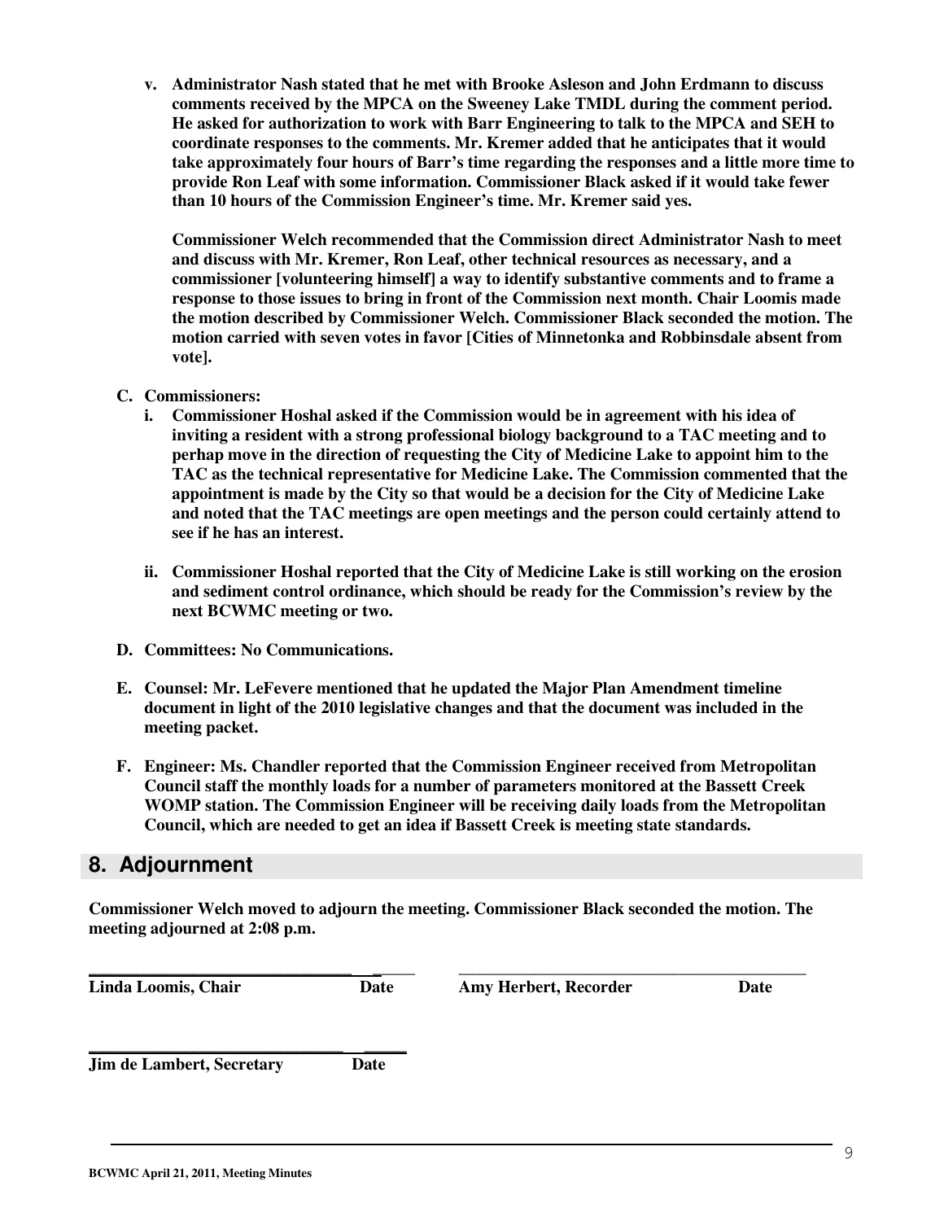**v. Administrator Nash stated that he met with Brooke Asleson and John Erdmann to discuss comments received by the MPCA on the Sweeney Lake TMDL during the comment period. He asked for authorization to work with Barr Engineering to talk to the MPCA and SEH to coordinate responses to the comments. Mr. Kremer added that he anticipates that it would take approximately four hours of Barr's time regarding the responses and a little more time to provide Ron Leaf with some information. Commissioner Black asked if it would take fewer than 10 hours of the Commission Engineer's time. Mr. Kremer said yes.**

**Commissioner Welch recommended that the Commission direct Administrator Nash to meet and discuss with Mr. Kremer, Ron Leaf, other technical resources as necessary, and a commissioner [volunteering himself] a way to identify substantive comments and to frame a response to those issues to bring in front of the Commission next month. Chair Loomis made the motion described by Commissioner Welch. Commissioner Black seconded the motion. The motion carried with seven votes in favor [Cities of Minnetonka and Robbinsdale absent from vote].**

**C. Commissioners:**

**i. Commissioner Hoshal asked if the Commission would be in agreement with his idea of inviting a resident with a strong professional biology background to a TAC meeting and to perhap move in the direction of requesting the City of Medicine Lake to appoint him to the TAC as the technical representative for Medicine Lake. The Commission commented that the appointment is made by the City so that would be a decision for the City of Medicine Lake and noted that the TAC meetings are open meetings and the person could certainly attend to see if he has an interest.**

**ii. Commissioner Hoshal reported that the City of Medicine Lake is still working on the erosion and sediment control ordinance, which should be ready for the Commission's review by the next BCWMC meeting or two.**

**D. Committees: No Communications.**

**E. Counsel: Mr. LeFevere mentioned that he updated the Major Plan Amendment timeline document in light of the 2010 legislative changes and that the document was included in the meeting packet.**

**F. Engineer: Ms. Chandler reported that the Commission Engineer received from Metropolitan Council staff the monthly loads for a number of parameters monitored at the Bassett Creek WOMP station. The Commission Engineer will be receiving daily loads from the Metropolitan Council, which are needed to get an idea if Bassett Creek is meeting state standards.**

## 8. Adjournment

**Commissioner Welch moved to adjourn the meeting. Commissioner Black seconded the motion. The meeting adjourned at 2:08 p.m.**

| | | | |
|---|---|---|---|
| **Linda Loomis, Chair** | **Date** | **Amy Herbert, Recorder** | **Date** |
| **Jim de Lambert, Secretary** | **Date** | | |

**BCWMC April 21, 2011, Meeting Minutes**